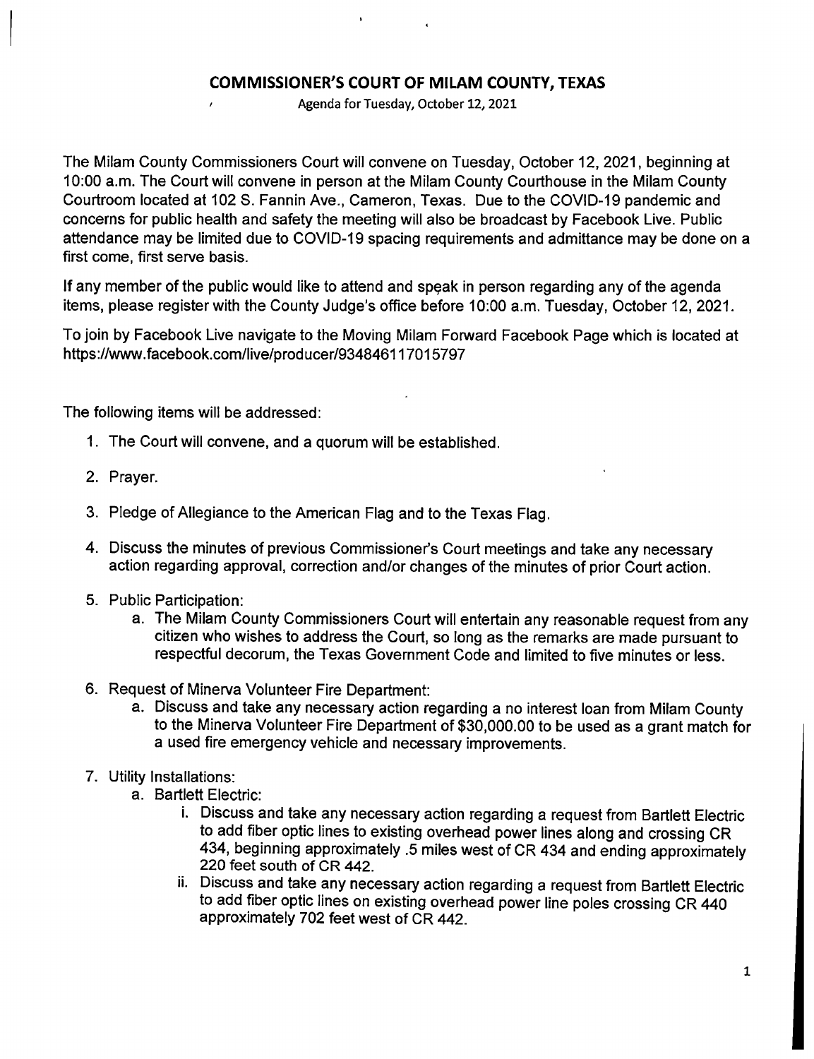## COMMISSIONER'S COURT OF MILAM COUNTY, TEXAS

Agenda for Tuesday, October 12, 2021

The Milam County Commissioners Court will convene on Tuesday, October 12, 2021, beginning at 10:00 a.m. The Court will convene in person at the Milam County Courthouse in the Milam County Courtroom located at 102 S. Fannin Ave., Cameron, Texas. Due to the COVID-19 pandemic and concerns for public health and safety the meeting will also be broadcast by Facebook Live. Public attendance may be limited due to COVID-19 spacing requirements and admittance may be done on a first come, first serve basis.

If any member of the public would like to attend and speak in person regarding any of the agenda items, please register with the County Judge's office before 10:00 a.m. Tuesday, October 12, 2021.

To join by Facebook Live navigate to the Moving Milam Forward Facebook Page which is located at https://www.facebook.com/live/producer/934846117015797

The following items will be addressed:

1. The Court will convene, and a quorum will be established.
2. Prayer.
3. Pledge of Allegiance to the American Flag and to the Texas Flag.
4. Discuss the minutes of previous Commissioner's Court meetings and take any necessary action regarding approval, correction and/or changes of the minutes of prior Court action.
5. Public Participation:
   a. The Milam County Commissioners Court will entertain any reasonable request from any citizen who wishes to address the Court, so long as the remarks are made pursuant to respectful decorum, the Texas Government Code and limited to five minutes or less.
6. Request of Minerva Volunteer Fire Department:
   a. Discuss and take any necessary action regarding a no interest loan from Milam County to the Minerva Volunteer Fire Department of $30,000.00 to be used as a grant match for a used fire emergency vehicle and necessary improvements.
7. Utility Installations:
   a. Bartlett Electric:
      i. Discuss and take any necessary action regarding a request from Bartlett Electric to add fiber optic lines to existing overhead power lines along and crossing CR 434, beginning approximately .5 miles west of CR 434 and ending approximately 220 feet south of CR 442.
      ii. Discuss and take any necessary action regarding a request from Bartlett Electric to add fiber optic lines on existing overhead power line poles crossing CR 440 approximately 702 feet west of CR 442.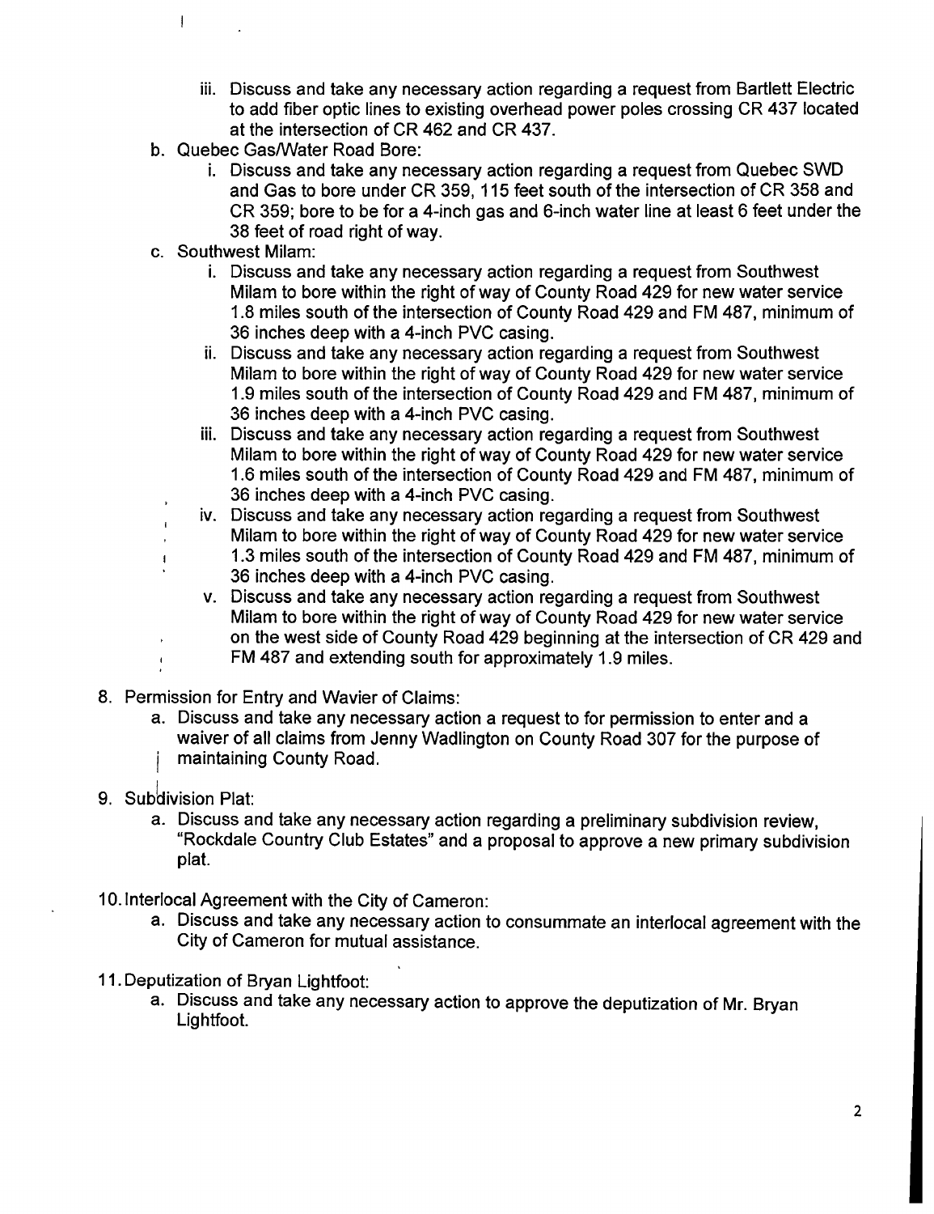- iii. Discuss and take any necessary action regarding a request from Bartlett Electric to add fiber optic lines to existing overhead power poles crossing CR 437 located at the intersection of CR 462 and CR 437.

- b. Quebec Gas/Water Road Bore:
   - i. Discuss and take any necessary action regarding a request from Quebec SWD and Gas to bore under CR 359, 115 feet south of the intersection of CR 358 and CR 359; bore to be for a 4-inch gas and 6-inch water line at least 6 feet under the 38 feet of road right of way.
- c. Southwest Milam:
   - i. Discuss and take any necessary action regarding a request from Southwest Milam to bore within the right of way of County Road 429 for new water service 1.8 miles south of the intersection of County Road 429 and FM 487, minimum of 36 inches deep with a 4-inch PVC casing.
   - ii. Discuss and take any necessary action regarding a request from Southwest Milam to bore within the right of way of County Road 429 for new water service 1.9 miles south of the intersection of County Road 429 and FM 487, minimum of 36 inches deep with a 4-inch PVC casing.
   - iii. Discuss and take any necessary action regarding a request from Southwest Milam to bore within the right of way of County Road 429 for new water service 1.6 miles south of the intersection of County Road 429 and FM 487, minimum of 36 inches deep with a 4-inch PVC casing.
   - iv. Discuss and take any necessary action regarding a request from Southwest Milam to bore within the right of way of County Road 429 for new water service 1.3 miles south of the intersection of County Road 429 and FM 487, minimum of 36 inches deep with a 4-inch PVC casing.
   - v. Discuss and take any necessary action regarding a request from Southwest Milam to bore within the right of way of County Road 429 for new water service on the west side of County Road 429 beginning at the intersection of CR 429 and FM 487 and extending south for approximately 1.9 miles.

8. Permission for Entry and Wavier of Claims:
   - a. Discuss and take any necessary action a request to for permission to enter and a waiver of all claims from Jenny Wadlington on County Road 307 for the purpose of maintaining County Road.

9. Subdivision Plat:
   - a. Discuss and take any necessary action regarding a preliminary subdivision review, "Rockdale Country Club Estates" and a proposal to approve a new primary subdivision plat.

10. Interlocal Agreement with the City of Cameron:
    - a. Discuss and take any necessary action to consummate an interlocal agreement with the City of Cameron for mutual assistance.

11. Deputization of Bryan Lightfoot:
    - a. Discuss and take any necessary action to approve the deputization of Mr. Bryan Lightfoot.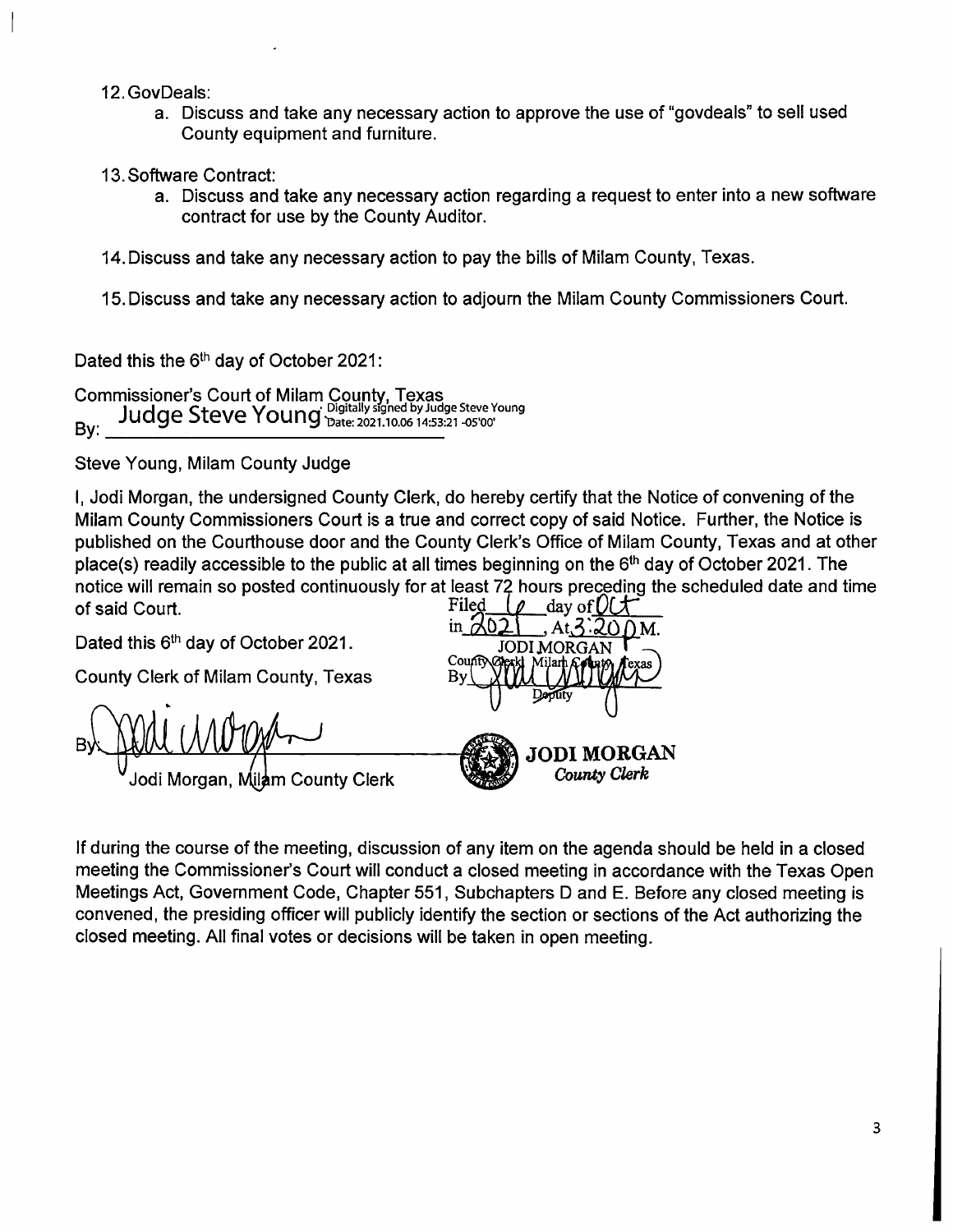12. GovDeals:
    a. Discuss and take any necessary action to approve the use of "govdeals" to sell used County equipment and furniture.

13. Software Contract:
    a. Discuss and take any necessary action regarding a request to enter into a new software contract for use by the County Auditor.

14. Discuss and take any necessary action to pay the bills of Milam County, Texas.

15. Discuss and take any necessary action to adjourn the Milam County Commissioners Court.

Dated this the 6th day of October 2021:

Commissioner's Court of Milam County, Texas

By: Judge Steve Young Digitally signed by Judge Steve Young Date: 2021.10.06 14:53:21 -05'00'

Steve Young, Milam County Judge

I, Jodi Morgan, the undersigned County Clerk, do hereby certify that the Notice of convening of the Milam County Commissioners Court is a true and correct copy of said Notice. Further, the Notice is published on the Courthouse door and the County Clerk's Office of Milam County, Texas and at other place(s) readily accessible to the public at all times beginning on the 6th day of October 2021. The notice will remain so posted continuously for at least 72 hours preceding the scheduled date and time of said Court.

Filed 6 day of Oct in 2021, At 3:20 P M.
JODI MORGAN
County Clerk Milam County, Texas
By ___ Deputy

Dated this 6th day of October 2021.

County Clerk of Milam County, Texas

By: Jodi Morgan

Jodi Morgan, Milam County Clerk

**JODI MORGAN**
*County Clerk*

If during the course of the meeting, discussion of any item on the agenda should be held in a closed meeting the Commissioner's Court will conduct a closed meeting in accordance with the Texas Open Meetings Act, Government Code, Chapter 551, Subchapters D and E. Before any closed meeting is convened, the presiding officer will publicly identify the section or sections of the Act authorizing the closed meeting. All final votes or decisions will be taken in open meeting.